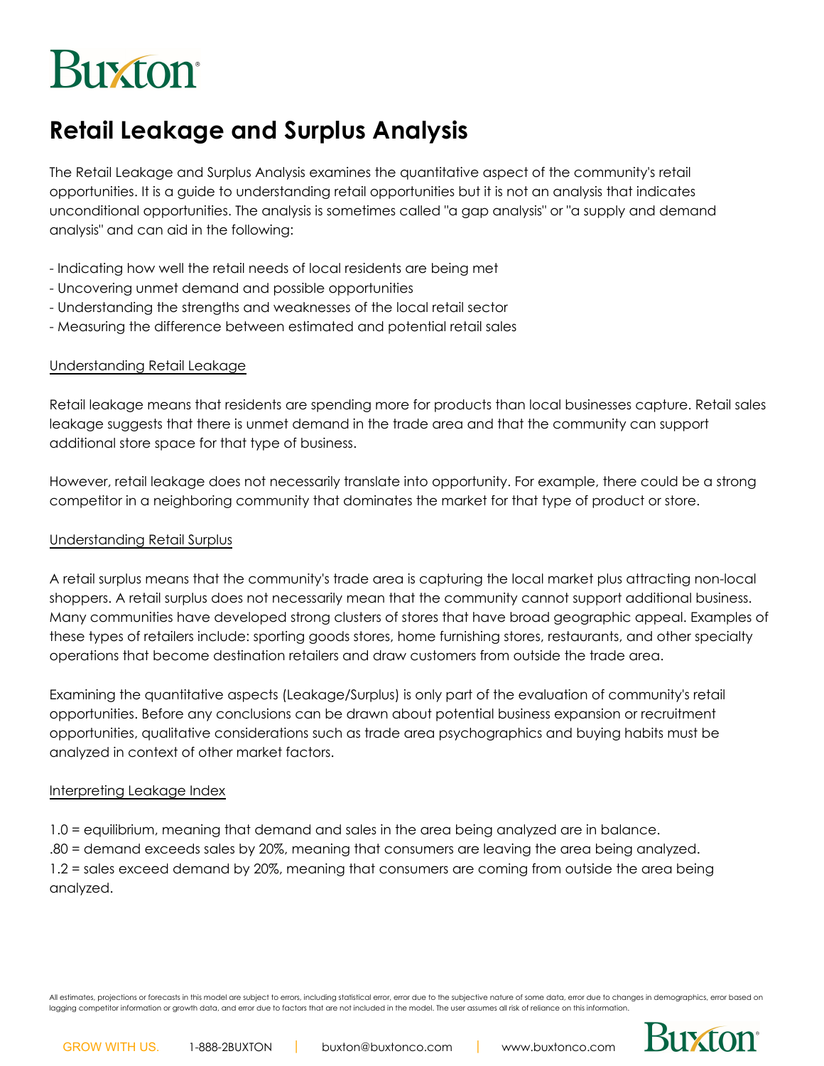Buxton

# Retail Leakage and Surplus Analysis

The Retail Leakage and Surplus Analysis examines the quantitative aspect of the community's retail opportunities. It is a guide to understanding retail opportunities but it is not an analysis that indicates unconditional opportunities. The analysis is sometimes called "a gap analysis" or "a supply and demand analysis" and can aid in the following:

- Indicating how well the retail needs of local residents are being met
- Uncovering unmet demand and possible opportunities
- Understanding the strengths and weaknesses of the local retail sector
- Measuring the difference between estimated and potential retail sales

## Understanding Retail Leakage

Retail leakage means that residents are spending more for products than local businesses capture. Retail sales leakage suggests that there is unmet demand in the trade area and that the community can support additional store space for that type of business.

However, retail leakage does not necessarily translate into opportunity. For example, there could be a strong competitor in a neighboring community that dominates the market for that type of product or store.

## Understanding Retail Surplus

A retail surplus means that the community's trade area is capturing the local market plus attracting non-local shoppers. A retail surplus does not necessarily mean that the community cannot support additional business. Many communities have developed strong clusters of stores that have broad geographic appeal. Examples of these types of retailers include: sporting goods stores, home furnishing stores, restaurants, and other specialty operations that become destination retailers and draw customers from outside the trade area.

Examining the quantitative aspects (Leakage/Surplus) is only part of the evaluation of community's retail opportunities. Before any conclusions can be drawn about potential business expansion or recruitment opportunities, qualitative considerations such as trade area psychographics and buying habits must be analyzed in context of other market factors.

## Interpreting Leakage Index

1.0 = equilibrium, meaning that demand and sales in the area being analyzed are in balance.
.80 = demand exceeds sales by 20%, meaning that consumers are leaving the area being analyzed.
1.2 = sales exceed demand by 20%, meaning that consumers are coming from outside the area being analyzed.

All estimates, projections or forecasts in this model are subject to errors, including statistical error, error due to the subjective nature of some data, error due to changes in demographics, error based on lagging competitor information or growth data, and error due to factors that are not included in the model. The user assumes all risk of reliance on this information.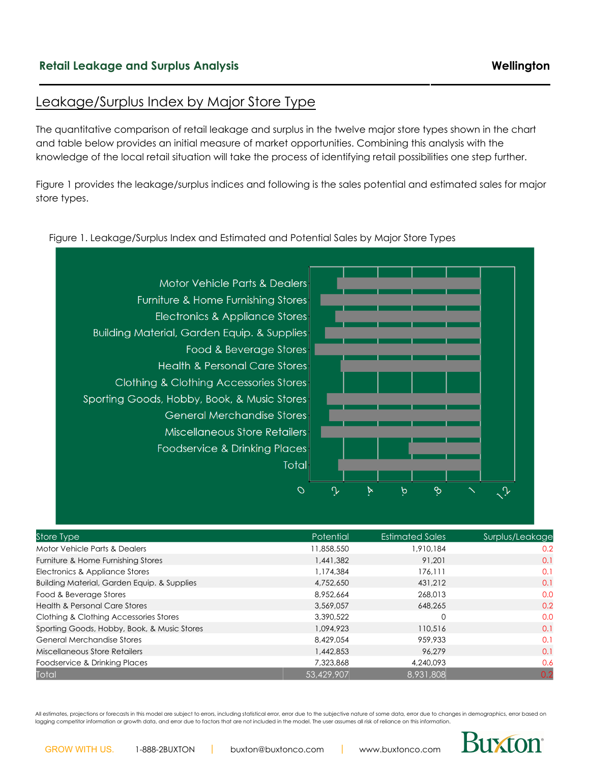## Leakage/Surplus Index by Major Store Type

The quantitative comparison of retail leakage and surplus in the twelve major store types shown in the chart and table below provides an initial measure of market opportunities. Combining this analysis with the knowledge of the local retail situation will take the process of identifying retail possibilities one step further.

Figure 1 provides the leakage/surplus indices and following is the sales potential and estimated sales for major store types.

Figure 1. Leakage/Surplus Index and Estimated and Potential Sales by Major Store Types

| Store Type | Potential | Estimated Sales | Surplus/Leakage |
|---|---|---|---|
| Motor Vehicle Parts & Dealers | 11,858,550 | 1,910,184 | 0.2 |
| Furniture & Home Furnishing Stores | 1,441,382 | 91,201 | 0.1 |
| Electronics & Appliance Stores | 1,174,384 | 176,111 | 0.1 |
| Building Material, Garden Equip. & Supplies | 4,752,650 | 431,212 | 0.1 |
| Food & Beverage Stores | 8,952,664 | 268,013 | 0.0 |
| Health & Personal Care Stores | 3,569,057 | 648,265 | 0.2 |
| Clothing & Clothing Accessories Stores | 3,390,522 | 0 | 0.0 |
| Sporting Goods, Hobby, Book, & Music Stores | 1,094,923 | 110,516 | 0.1 |
| General Merchandise Stores | 8,429,054 | 959,933 | 0.1 |
| Miscellaneous Store Retailers | 1,442,853 | 96,279 | 0.1 |
| Foodservice & Drinking Places | 7,323,868 | 4,240,093 | 0.6 |
| Total | 53,429,907 | 8,931,808 | 0.2 |

All estimates, projections or forecasts in this model are subject to errors, including statistical error, error due to the subjective nature of some data, error due to changes in demographics, error based on lagging competitor information or growth data, and error due to factors that are not included in the model. The user assumes all risk of reliance on this information.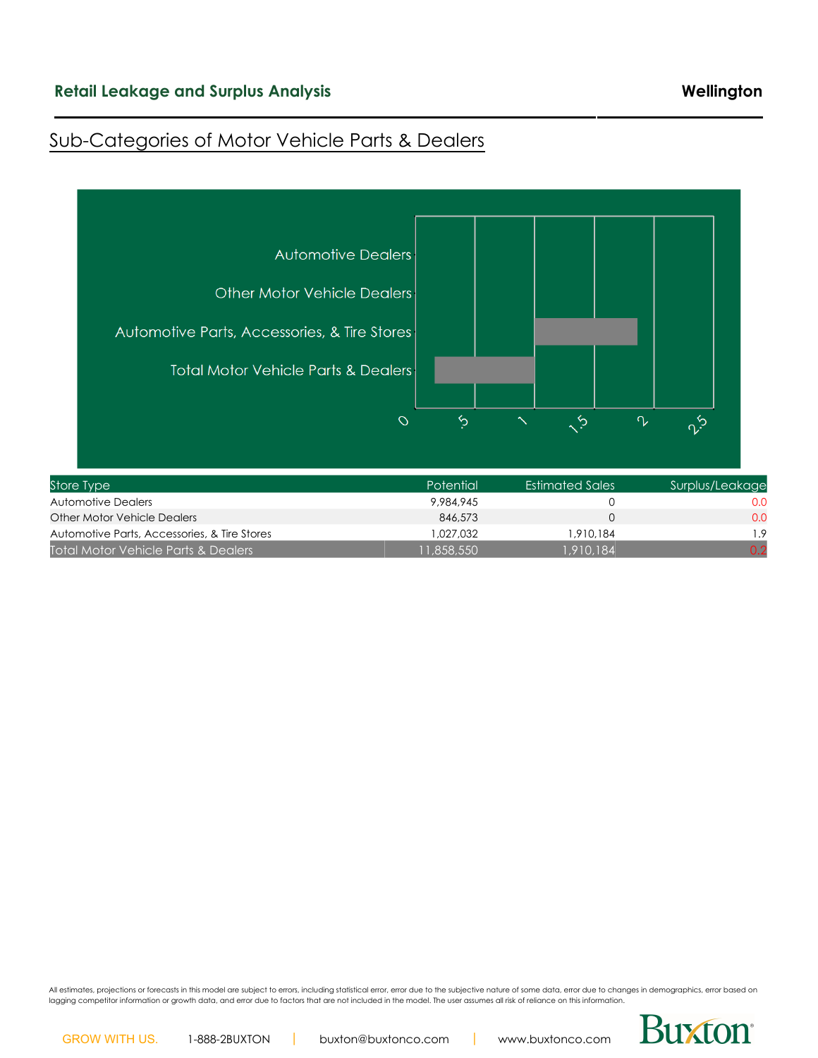## Sub-Categories of Motor Vehicle Parts & Dealers

| Store Type | Potential | Estimated Sales | Surplus/Leakage |
|---|---|---|---|
| Automotive Dealers | 9,984,945 | 0 | 0.0 |
| Other Motor Vehicle Dealers | 846,573 | 0 | 0.0 |
| Automotive Parts, Accessories, & Tire Stores | 1,027,032 | 1,910,184 | 1.9 |
| Total Motor Vehicle Parts & Dealers | 11,858,550 | 1,910,184 | 0.2 |

All estimates, projections or forecasts in this model are subject to errors, including statistical error, error due to the subjective nature of some data, error due to changes in demographics, error based on lagging competitor information or growth data, and error due to factors that are not included in the model. The user assumes all risk of reliance on this information.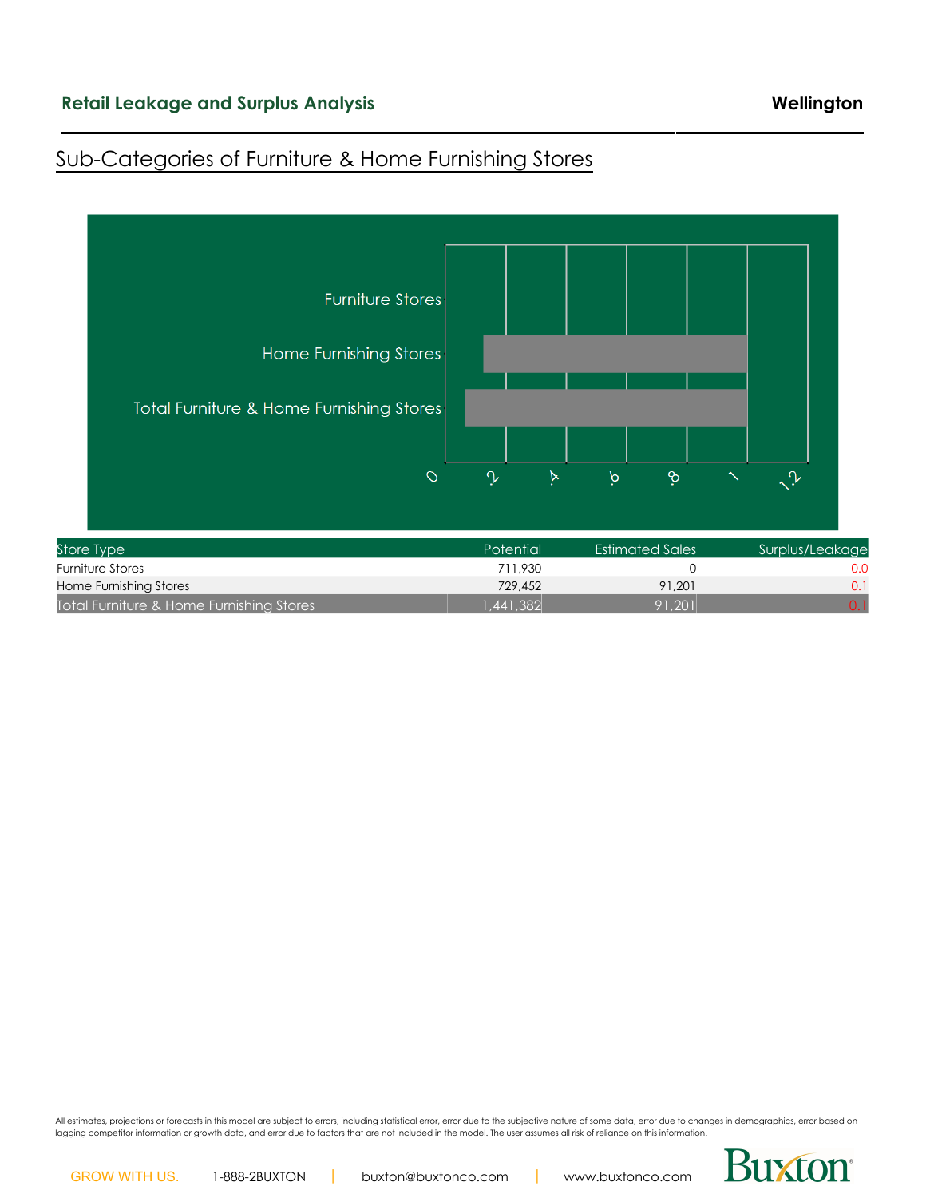## Sub-Categories of Furniture & Home Furnishing Stores

| Store Type | Potential | Estimated Sales | Surplus/Leakage |
|---|---|---|---|
| Furniture Stores | 711,930 | 0 | 0.0 |
| Home Furnishing Stores | 729,452 | 91,201 | 0.1 |
| Total Furniture & Home Furnishing Stores | 1,441,382 | 91,201 | 0.1 |

All estimates, projections or forecasts in this model are subject to errors, including statistical error, error due to the subjective nature of some data, error due to changes in demographics, error based on lagging competitor information or growth data, and error due to factors that are not included in the model. The user assumes all risk of reliance on this information.

GROW WITH US. 1-888-2BUXTON | buxton@buxtonco.com | www.buxtonco.com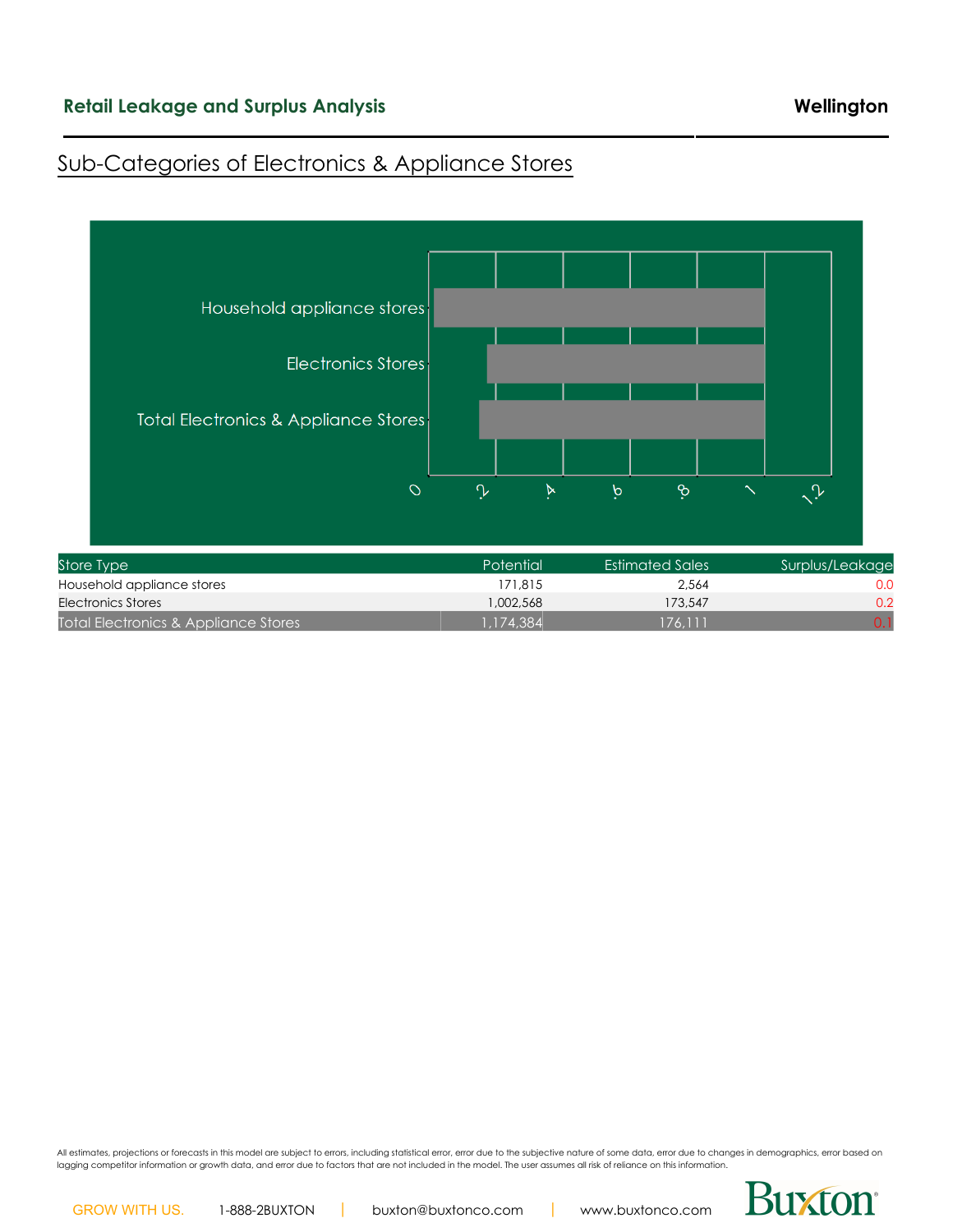## Retail Leakage and Surplus Analysis

**Wellington**

### Sub-Categories of Electronics & Appliance Stores

| Store Type | Potential | Estimated Sales | Surplus/Leakage |
|---|---|---|---|
| Household appliance stores | 171,815 | 2,564 | 0.0 |
| Electronics Stores | 1,002,568 | 173,547 | 0.2 |
| Total Electronics & Appliance Stores | 1,174,384 | 176,111 | 0.1 |

All estimates, projections or forecasts in this model are subject to errors, including statistical error, error due to the subjective nature of some data, error due to changes in demographics, error based on lagging competitor information or growth data, and error due to factors that are not included in the model. The user assumes all risk of reliance on this information.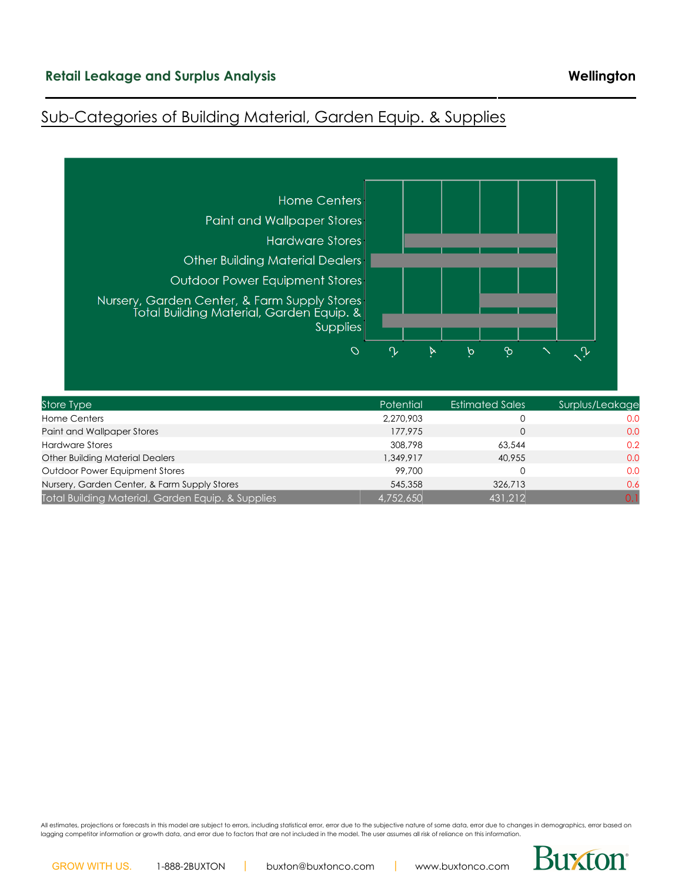## Retail Leakage and Surplus Analysis

**Wellington**

## Sub-Categories of Building Material, Garden Equip. & Supplies

| Store Type | Potential | Estimated Sales | Surplus/Leakage |
|---|---|---|---|
| Home Centers | 2,270,903 | 0 | 0.0 |
| Paint and Wallpaper Stores | 177,975 | 0 | 0.0 |
| Hardware Stores | 308,798 | 63,544 | 0.2 |
| Other Building Material Dealers | 1,349,917 | 40,955 | 0.0 |
| Outdoor Power Equipment Stores | 99,700 | 0 | 0.0 |
| Nursery, Garden Center, & Farm Supply Stores | 545,358 | 326,713 | 0.6 |
| Total Building Material, Garden Equip. & Supplies | 4,752,650 | 431,212 | 0.1 |

All estimates, projections or forecasts in this model are subject to errors, including statistical error, error due to the subjective nature of some data, error due to changes in demographics, error based on lagging competitor information or growth data, and error due to factors that are not included in the model. The user assumes all risk of reliance on this information.

GROW WITH US. 1-888-2BUXTON | buxton@buxtonco.com | www.buxtonco.com

Buxton®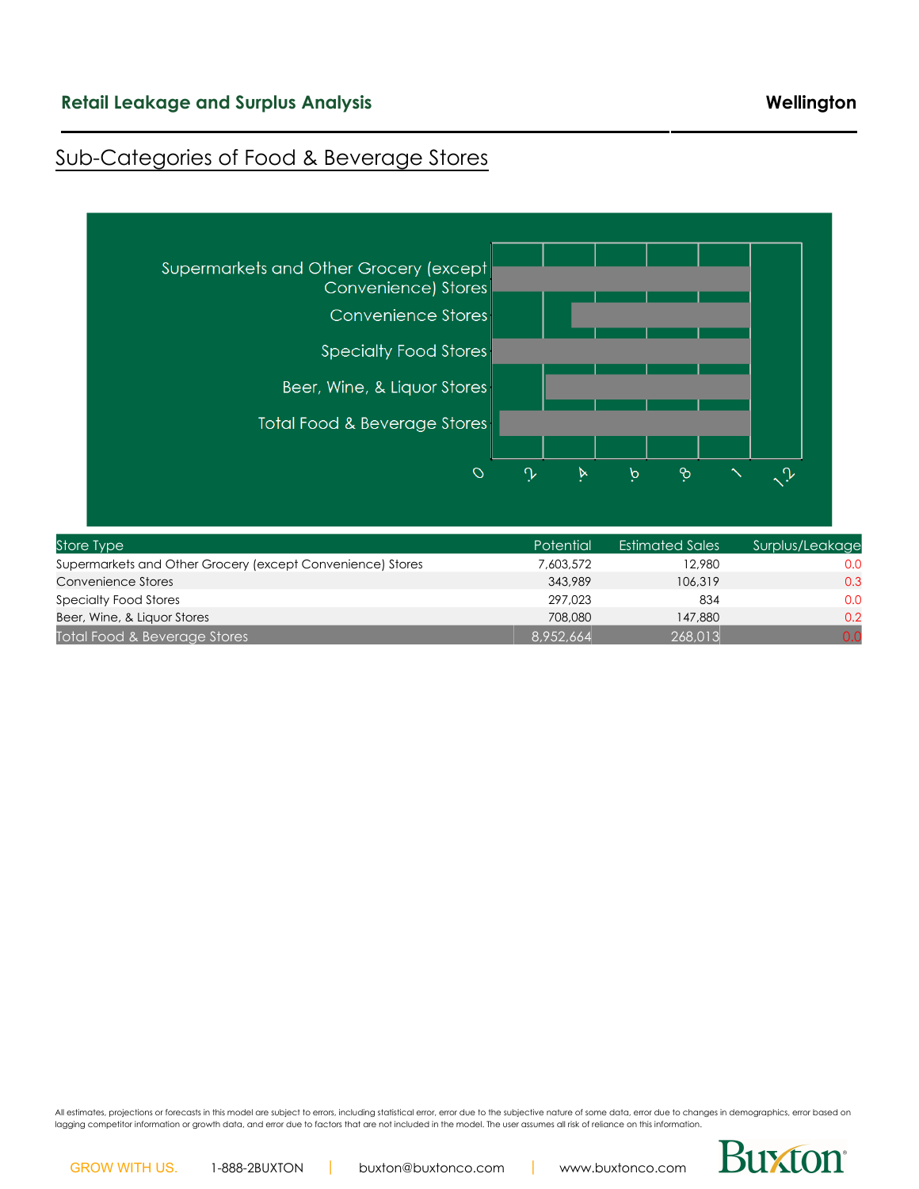## Retail Leakage and Surplus Analysis

**Wellington**

## Sub-Categories of Food & Beverage Stores

| Store Type | Potential | Estimated Sales | Surplus/Leakage |
|---|---|---|---|
| Supermarkets and Other Grocery (except Convenience) Stores | 7,603,572 | 12,980 | 0.0 |
| Convenience Stores | 343,989 | 106,319 | 0.3 |
| Specialty Food Stores | 297,023 | 834 | 0.0 |
| Beer, Wine, & Liquor Stores | 708,080 | 147,880 | 0.2 |
| Total Food & Beverage Stores | 8,952,664 | 268,013 | 0.0 |

All estimates, projections or forecasts in this model are subject to errors, including statistical error, error due to the subjective nature of some data, error due to changes in demographics, error based on lagging competitor information or growth data, and error due to factors that are not included in the model. The user assumes all risk of reliance on this information.

GROW WITH US. 1-888-2BUXTON | buxton@buxtonco.com | www.buxtonco.com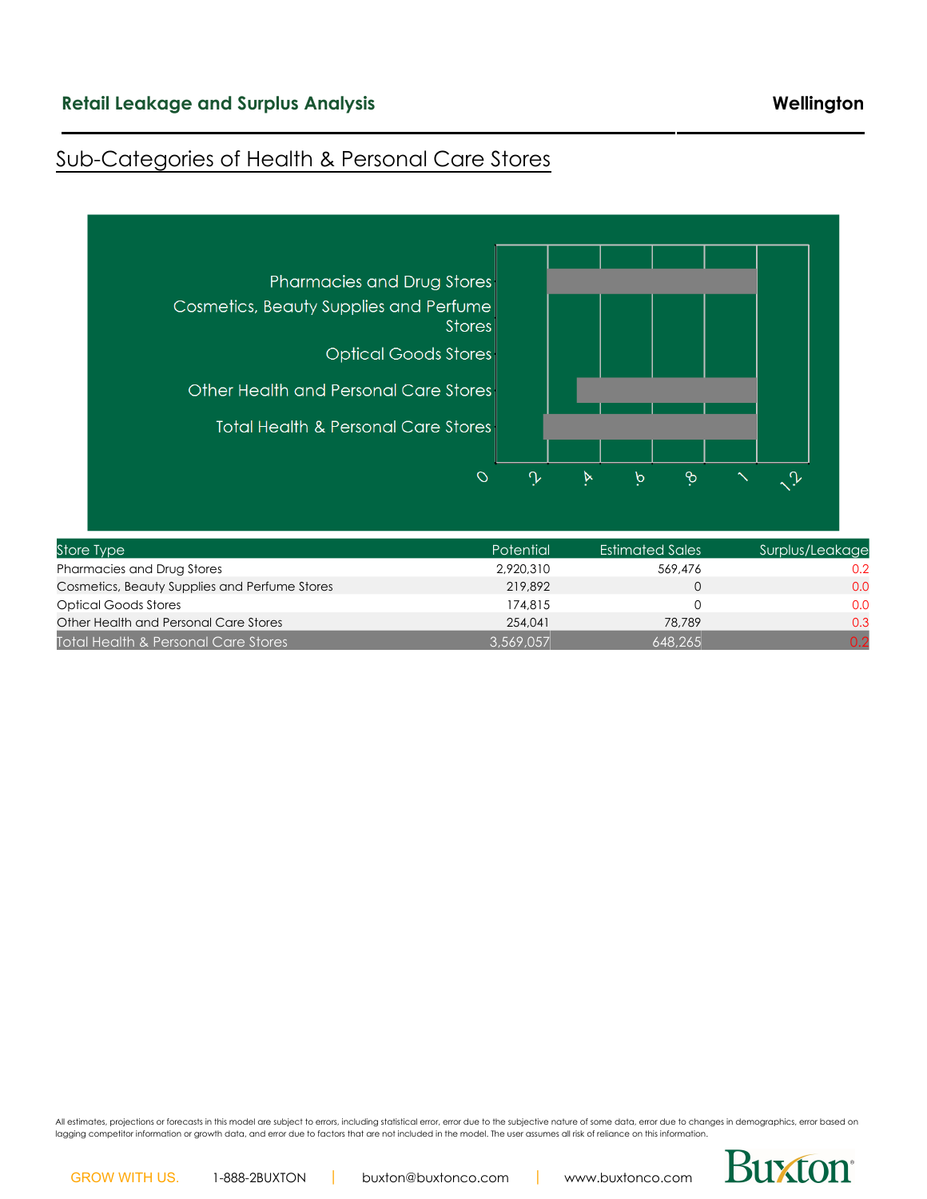## Sub-Categories of Health & Personal Care Stores

| Store Type | Potential | Estimated Sales | Surplus/Leakage |
|---|---|---|---|
| Pharmacies and Drug Stores | 2,920,310 | 569,476 | 0.2 |
| Cosmetics, Beauty Supplies and Perfume Stores | 219,892 | 0 | 0.0 |
| Optical Goods Stores | 174,815 | 0 | 0.0 |
| Other Health and Personal Care Stores | 254,041 | 78,789 | 0.3 |
| Total Health & Personal Care Stores | 3,569,057 | 648,265 | 0.2 |

All estimates, projections or forecasts in this model are subject to errors, including statistical error, error due to the subjective nature of some data, error due to changes in demographics, error based on lagging competitor information or growth data, and error due to factors that are not included in the model. The user assumes all risk of reliance on this information.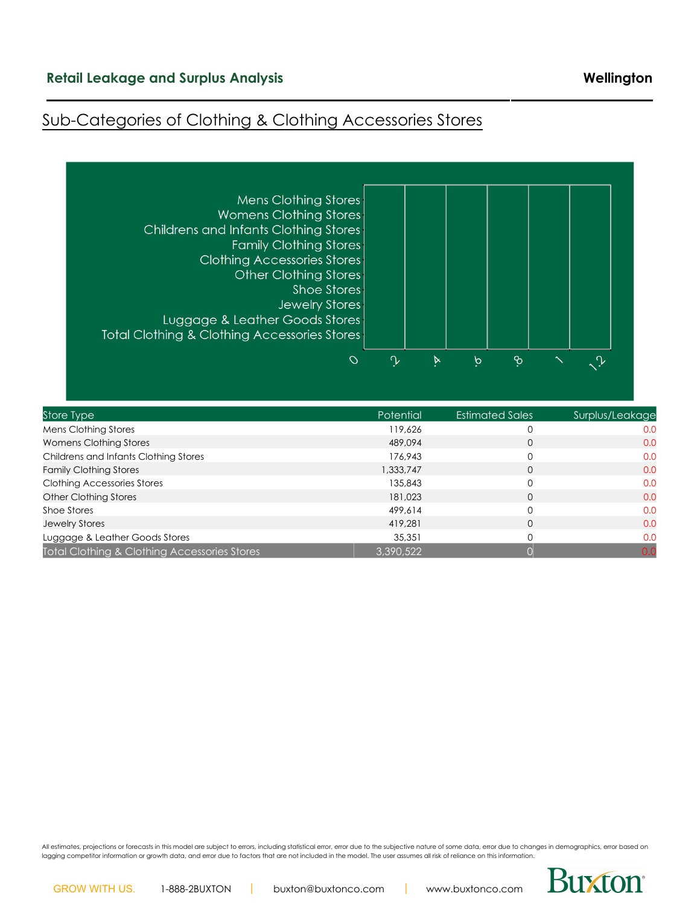## Retail Leakage and Surplus Analysis

**Wellington**

# Sub-Categories of Clothing & Clothing Accessories Stores

Mens Clothing Stores
Womens Clothing Stores
Childrens and Infants Clothing Stores
Family Clothing Stores
Clothing Accessories Stores
Other Clothing Stores
Shoe Stores
Jewelry Stores
Luggage & Leather Goods Stores
Total Clothing & Clothing Accessories Stores

0 .2 .4 .6 .8 1 1.2

| Store Type | Potential | Estimated Sales | Surplus/Leakage |
|---|---|---|---|
| Mens Clothing Stores | 119,626 | 0 | 0.0 |
| Womens Clothing Stores | 489,094 | 0 | 0.0 |
| Childrens and Infants Clothing Stores | 176,943 | 0 | 0.0 |
| Family Clothing Stores | 1,333,747 | 0 | 0.0 |
| Clothing Accessories Stores | 135,843 | 0 | 0.0 |
| Other Clothing Stores | 181,023 | 0 | 0.0 |
| Shoe Stores | 499,614 | 0 | 0.0 |
| Jewelry Stores | 419,281 | 0 | 0.0 |
| Luggage & Leather Goods Stores | 35,351 | 0 | 0.0 |
| Total Clothing & Clothing Accessories Stores | 3,390,522 | 0 | 0.0 |

All estimates, projections or forecasts in this model are subject to errors, including statistical error, error due to the subjective nature of some data, error due to changes in demographics, error based on lagging competitor information or growth data, and error due to factors that are not included in the model. The user assumes all risk of reliance on this information.

GROW WITH US. 1-888-2BUXTON | buxton@buxtonco.com | www.buxtonco.com

Buxton®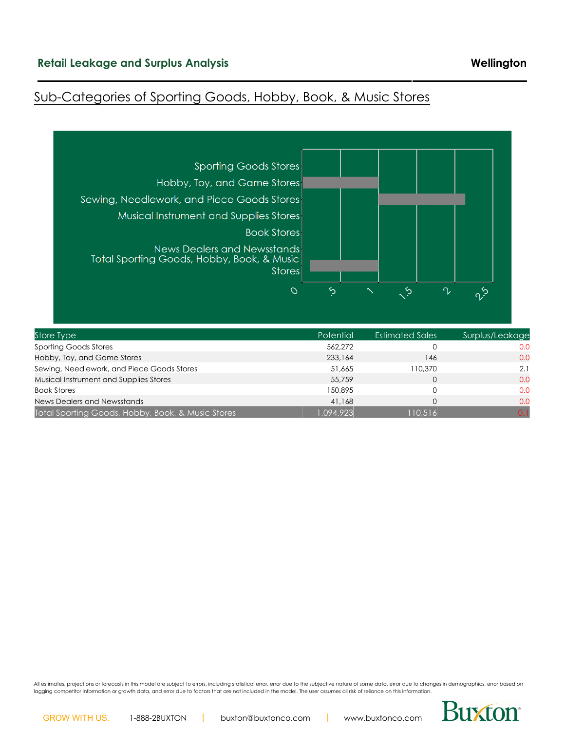## Retail Leakage and Surplus Analysis

**Wellington**

## Sub-Categories of Sporting Goods, Hobby, Book, & Music Stores

| Store Type | Potential | Estimated Sales | Surplus/Leakage |
|---|---|---|---|
| Sporting Goods Stores | 562,272 | 0 | 0.0 |
| Hobby, Toy, and Game Stores | 233,164 | 146 | 0.0 |
| Sewing, Needlework, and Piece Goods Stores | 51,665 | 110,370 | 2.1 |
| Musical Instrument and Supplies Stores | 55,759 | 0 | 0.0 |
| Book Stores | 150,895 | 0 | 0.0 |
| News Dealers and Newsstands | 41,168 | 0 | 0.0 |
| Total Sporting Goods, Hobby, Book, & Music Stores | 1,094,923 | 110,516 | 0.1 |

All estimates, projections or forecasts in this model are subject to errors, including statistical error, error due to the subjective nature of some data, error due to changes in demographics, error based on lagging competitor information or growth data, and error due to factors that are not included in the model. The user assumes all risk of reliance on this information.

GROW WITH US. 1-888-2BUXTON | buxton@buxtonco.com | www.buxtonco.com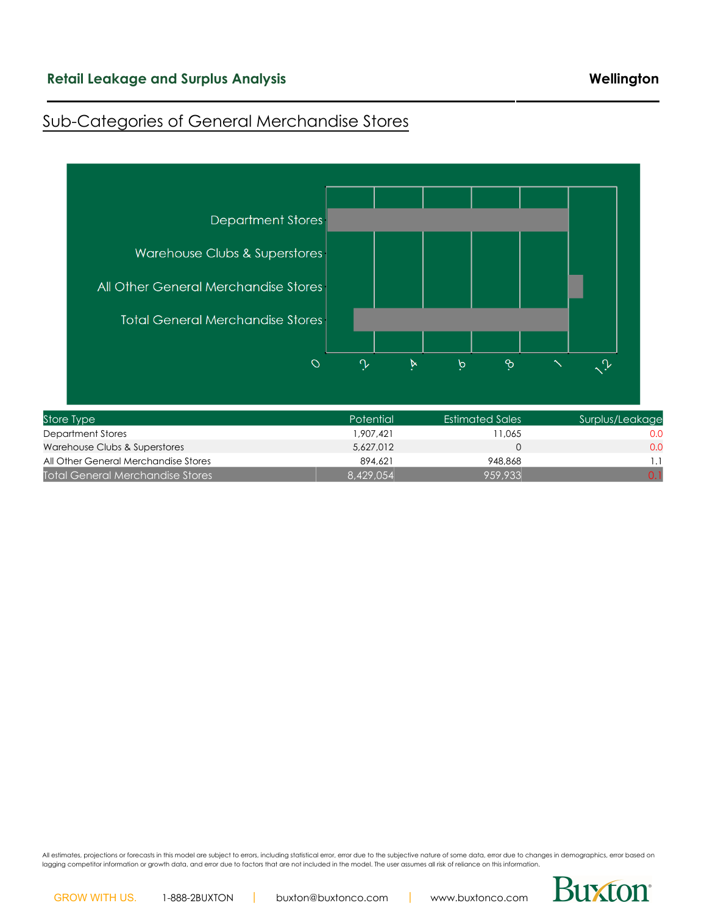## Retail Leakage and Surplus Analysis

**Wellington**

## Sub-Categories of General Merchandise Stores

| Store Type | Potential | Estimated Sales | Surplus/Leakage |
| --- | --- | --- | --- |
| Department Stores | 1,907,421 | 11,065 | 0.0 |
| Warehouse Clubs & Superstores | 5,627,012 | 0 | 0.0 |
| All Other General Merchandise Stores | 894,621 | 948,868 | 1.1 |
| Total General Merchandise Stores | 8,429,054 | 959,933 | 0.1 |

All estimates, projections or forecasts in this model are subject to errors, including statistical error, error due to the subjective nature of some data, error due to changes in demographics, error based on lagging competitor information or growth data, and error due to factors that are not included in the model. The user assumes all risk of reliance on this information.

GROW WITH US. | 1-888-2BUXTON | buxton@buxtonco.com | www.buxtonco.com

Buxton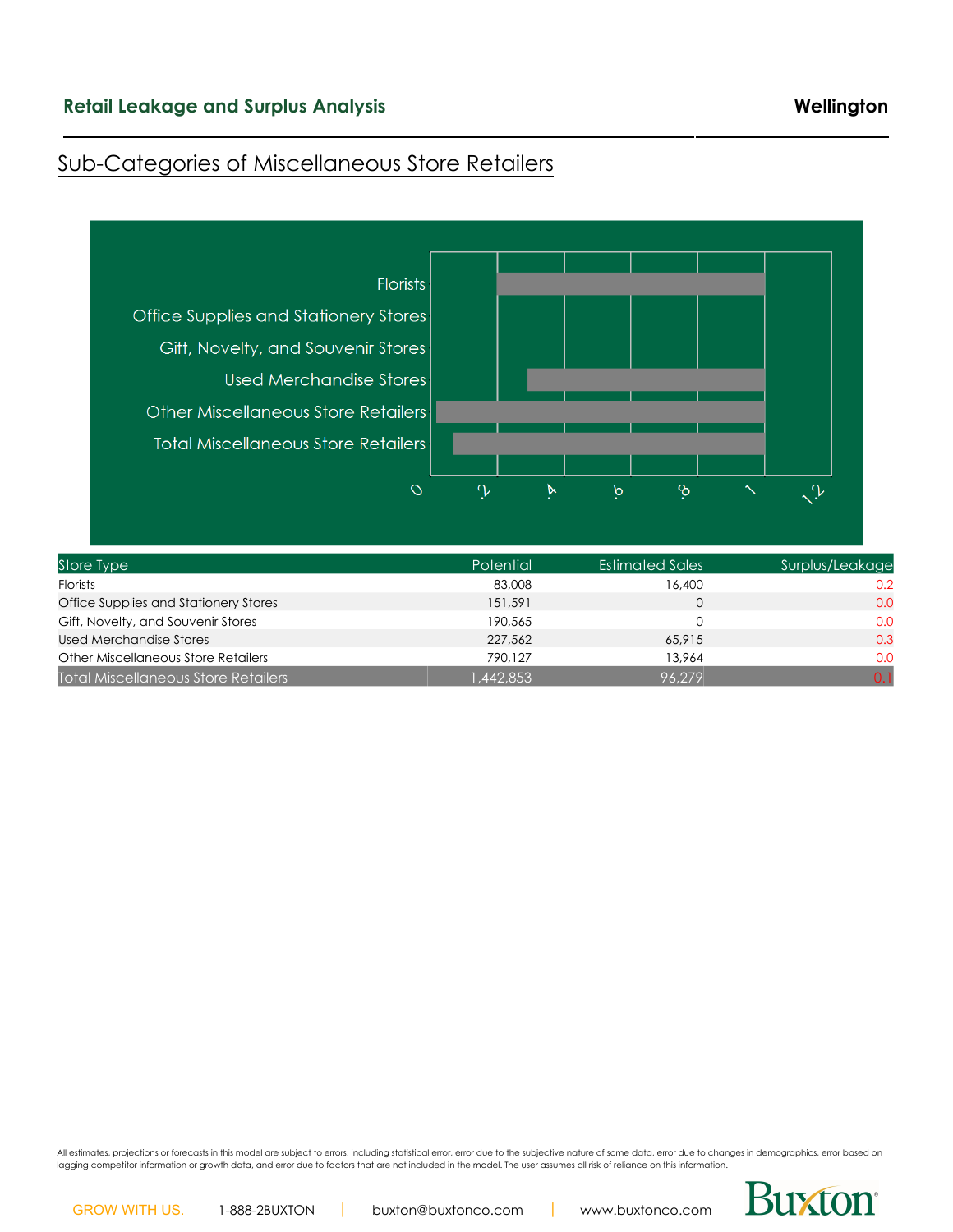## Sub-Categories of Miscellaneous Store Retailers

| Store Type | Potential | Estimated Sales | Surplus/Leakage |
|---|---|---|---|
| Florists | 83,008 | 16,400 | 0.2 |
| Office Supplies and Stationery Stores | 151,591 | 0 | 0.0 |
| Gift, Novelty, and Souvenir Stores | 190,565 | 0 | 0.0 |
| Used Merchandise Stores | 227,562 | 65,915 | 0.3 |
| Other Miscellaneous Store Retailers | 790,127 | 13,964 | 0.0 |
| Total Miscellaneous Store Retailers | 1,442,853 | 96,279 | 0.1 |

All estimates, projections or forecasts in this model are subject to errors, including statistical error, error due to the subjective nature of some data, error due to changes in demographics, error based on lagging competitor information or growth data, and error due to factors that are not included in the model. The user assumes all risk of reliance on this information.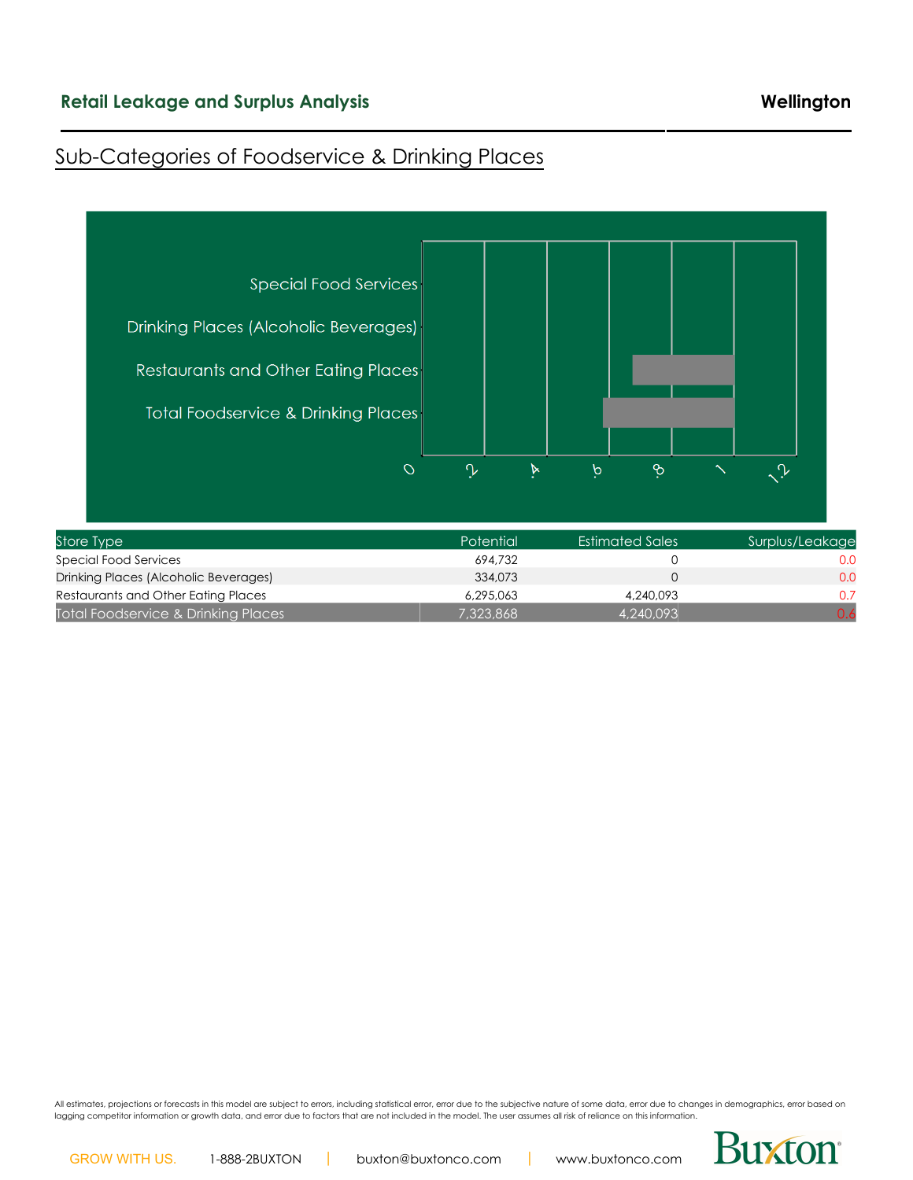## Retail Leakage and Surplus Analysis

**Wellington**

## Sub-Categories of Foodservice & Drinking Places

| Store Type | Potential | Estimated Sales | Surplus/Leakage |
|---|---|---|---|
| Special Food Services | 694,732 | 0 | 0.0 |
| Drinking Places (Alcoholic Beverages) | 334,073 | 0 | 0.0 |
| Restaurants and Other Eating Places | 6,295,063 | 4,240,093 | 0.7 |
| Total Foodservice & Drinking Places | 7,323,868 | 4,240,093 | 0.6 |

All estimates, projections or forecasts in this model are subject to errors, including statistical error, error due to the subjective nature of some data, error due to changes in demographics, error based on lagging competitor information or growth data, and error due to factors that are not included in the model. The user assumes all risk of reliance on this information.

GROW WITH US. 1-888-2BUXTON | buxton@buxtonco.com | www.buxtonco.com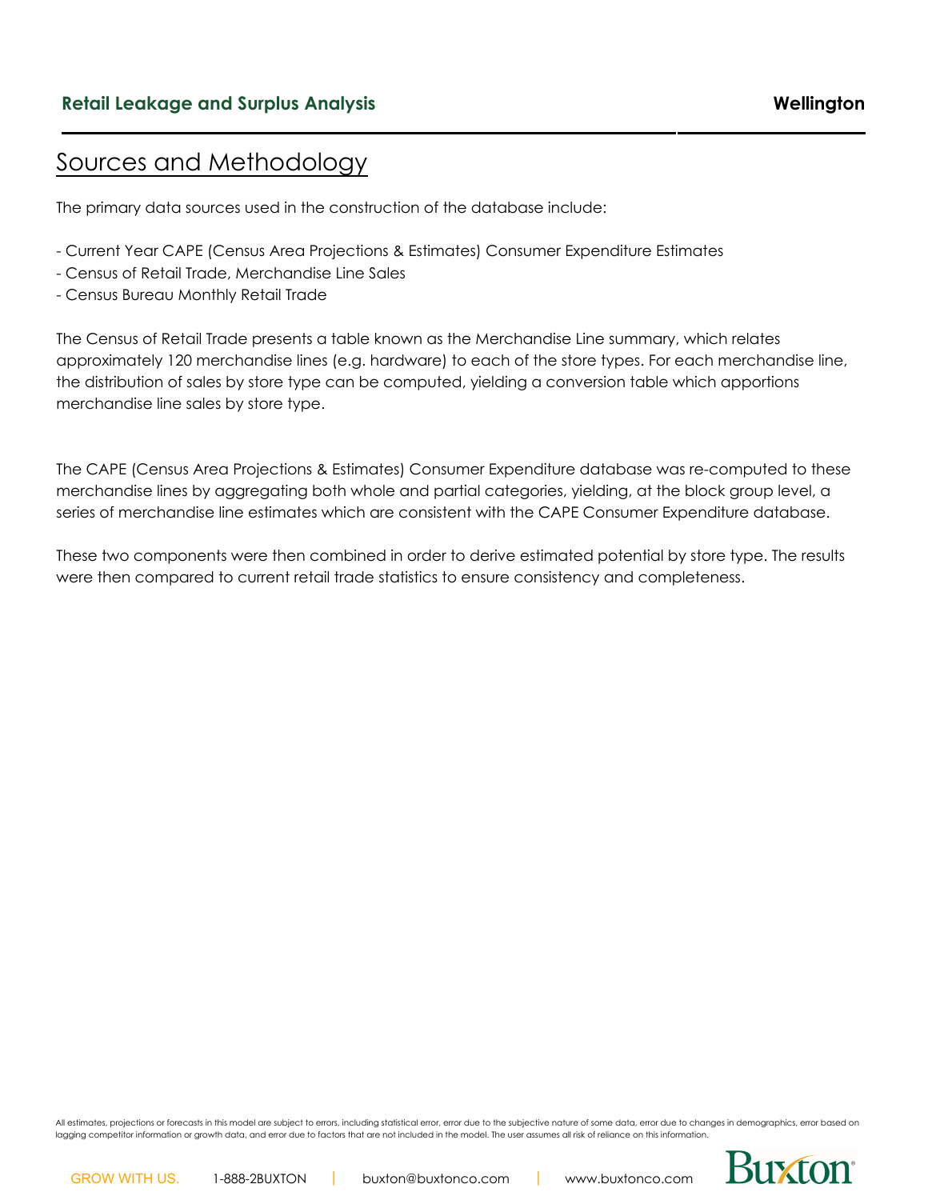# Sources and Methodology

The primary data sources used in the construction of the database include:

- Current Year CAPE (Census Area Projections & Estimates) Consumer Expenditure Estimates
- Census of Retail Trade, Merchandise Line Sales
- Census Bureau Monthly Retail Trade

The Census of Retail Trade presents a table known as the Merchandise Line summary, which relates approximately 120 merchandise lines (e.g. hardware) to each of the store types. For each merchandise line, the distribution of sales by store type can be computed, yielding a conversion table which apportions merchandise line sales by store type.

The CAPE (Census Area Projections & Estimates) Consumer Expenditure database was re-computed to these merchandise lines by aggregating both whole and partial categories, yielding, at the block group level, a series of merchandise line estimates which are consistent with the CAPE Consumer Expenditure database.

These two components were then combined in order to derive estimated potential by store type. The results were then compared to current retail trade statistics to ensure consistency and completeness.